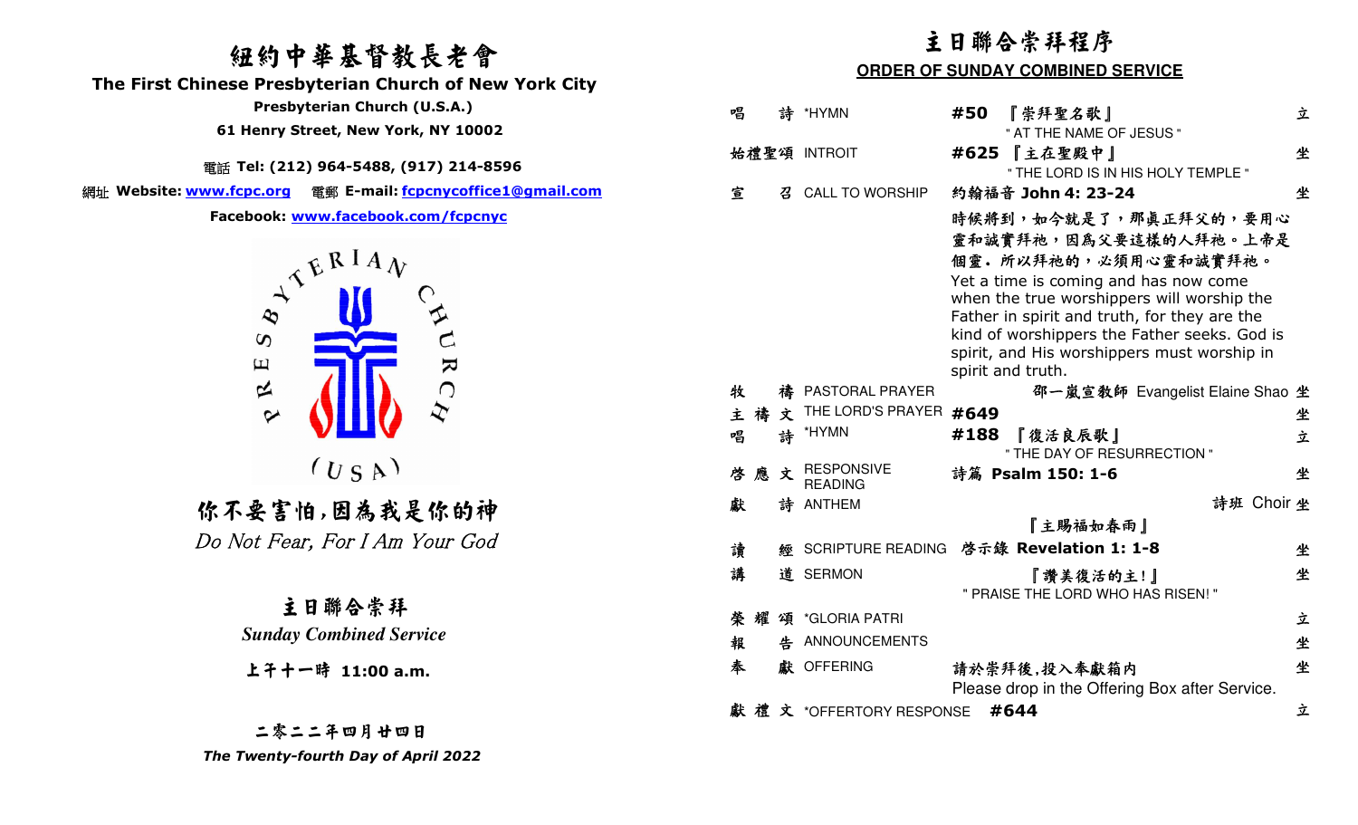# 紐約中華基督教長老會

## The First Chinese Presbyterian Church of New York City

**Presbyterian Church (U.S.A.)**

**61 Henry Street, New York, NY 10002**

電話 **Tel: (212) 964-5488, (917) 214-8596**

網址 **Website: www.fcpc.org** 電郵 **E-mail: fcpcnycoffice1@gmail.com**

**Facebook: www.facebook.com/fcpcnyc**

PRESBYTERIAN CHURCH (USA)

## 你不要害怕,因為我是你的神

*Do Not Fear, For I Am Your God*

### 主日聯合崇拜

***Sunday Combined Service***

**上午十一時 11:00 a.m.**

**二零二二年四月廿四日**

***The Twenty-fourth Day of April 2022***

# 主日聯合崇拜程序

## ORDER OF SUNDAY COMBINED SERVICE

| | | | |
|---|---|---|---|
| 唱 詩 | *HYMN | **#50** 『崇拜聖名歌』 " AT THE NAME OF JESUS " | 立 |
| 始禮聖頌 | INTROIT | **#625** 『主在聖殿中』 " THE LORD IS IN HIS HOLY TEMPLE " | 坐 |
| 宣 召 | CALL TO WORSHIP | 約翰福音 **John 4: 23-24**<br>時候將到，如今就是了，那真正拜父的，要用心靈和誠實拜祂，因為父要這樣的人拜祂。上帝是個靈。所以拜祂的，必須用心靈和誠實拜祂。<br>Yet a time is coming and has now come when the true worshippers will worship the Father in spirit and truth, for they are the kind of worshippers the Father seeks. God is spirit, and His worshippers must worship in spirit and truth. | 坐 |
| 牧 禱 | PASTORAL PRAYER | 邵一嵐宣教師 Evangelist Elaine Shao | 坐 |
| 主 禱 文 | THE LORD'S PRAYER | **#649** | 坐 |
| 唱 詩 | *HYMN | **#188** 『復活良辰歌』 " THE DAY OF RESURRECTION " | 立 |
| 啓 應 文 | RESPONSIVE READING | 詩篇 **Psalm 150: 1-6** | 坐 |
| 獻 詩 | ANTHEM | 詩班 Choir 『主賜福如春雨』 | 坐 |
| 讀 經 | SCRIPTURE READING | 啓示錄 **Revelation 1: 1-8** | 坐 |
| 講 道 | SERMON | 『讚美復活的主!』 " PRAISE THE LORD WHO HAS RISEN! " | 坐 |
| 榮 耀 頌 | *GLORIA PATRI | | 立 |
| 報 告 | ANNOUNCEMENTS | | 坐 |
| 奉 獻 | OFFERING | 請於崇拜後,投入奉獻箱内<br>Please drop in the Offering Box after Service. | 坐 |
| 獻 禮 文 | *OFFERTORY RESPONSE | **#644** | 立 |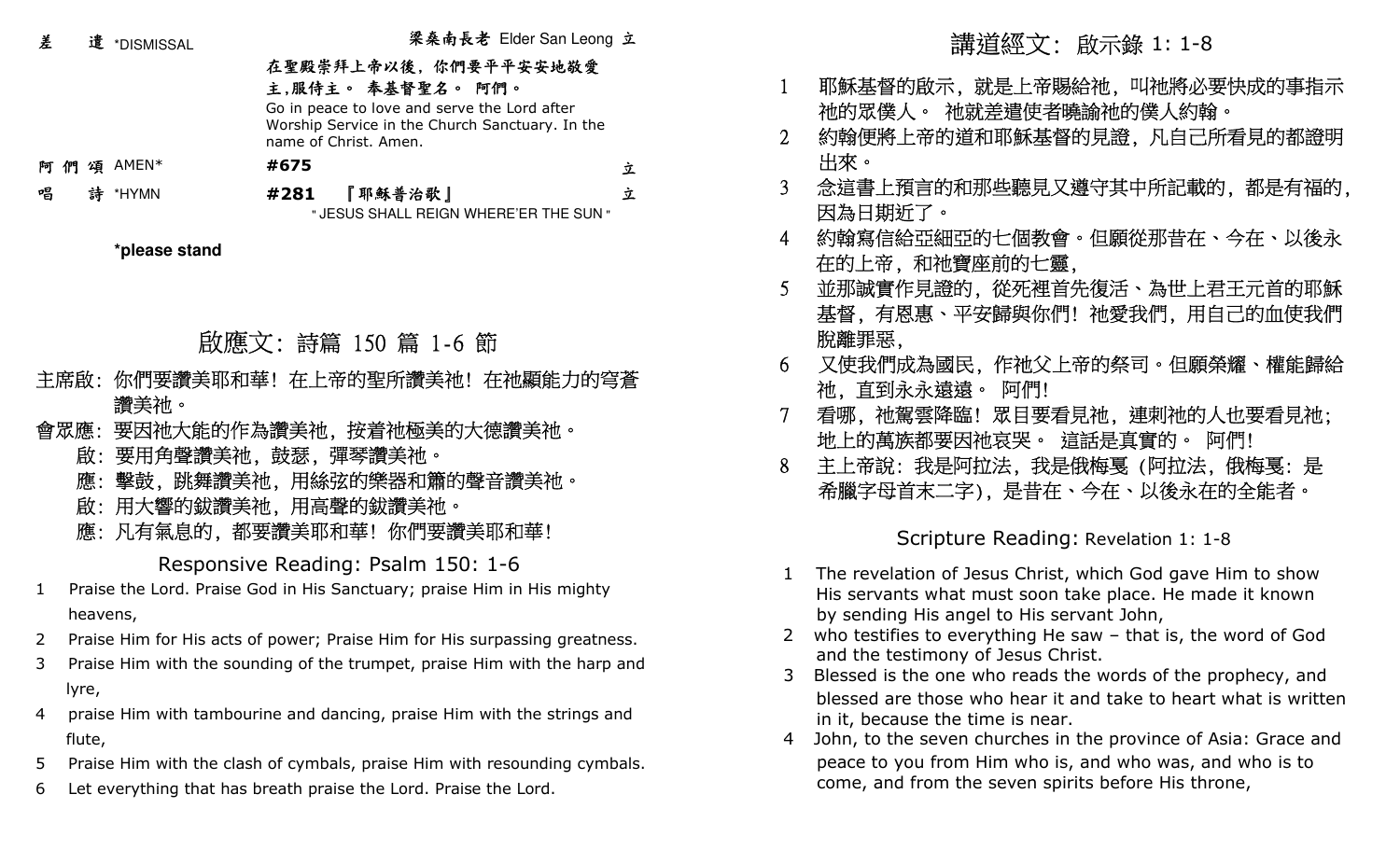差　遣 *DISMISSAL　　　　梁燊南長老 Elder San Leong 立

在聖殿崇拜上帝以後，你們要平平安安地敬愛主,服侍主。 奉基督聖名。 阿們。
Go in peace to love and serve the Lord after Worship Service in the Church Sanctuary. In the name of Christ. Amen.

阿 們 頌 AMEN*　　**#675**　　立

唱　詩 *HYMN　　**#281**　『耶穌普治歌』　立
" JESUS SHALL REIGN WHERE'ER THE SUN "

**\*please stand**

## 啟應文：詩篇 150 篇 1-6 節

主席啟：你們要讚美耶和華！在上帝的聖所讚美祂！在祂顯能力的穹蒼讚美祂。

會眾應：要因祂大能的作為讚美祂，按着祂極美的大德讚美祂。

啟：要用角聲讚美祂，鼓瑟，彈琴讚美祂。

應：擊鼓，跳舞讚美祂，用絲弦的樂器和簫的聲音讚美祂。

啟：用大響的鈸讚美祂，用高聲的鈸讚美祂。

應：凡有氣息的，都要讚美耶和華！你們要讚美耶和華！

## Responsive Reading: Psalm 150: 1-6

1 Praise the Lord. Praise God in His Sanctuary; praise Him in His mighty heavens,
2 Praise Him for His acts of power; Praise Him for His surpassing greatness.
3 Praise Him with the sounding of the trumpet, praise Him with the harp and lyre,
4 praise Him with tambourine and dancing, praise Him with the strings and flute,
5 Praise Him with the clash of cymbals, praise Him with resounding cymbals.
6 Let everything that has breath praise the Lord. Praise the Lord.

## 講道經文：啟示錄 1: 1-8

1 耶穌基督的啟示，就是上帝賜給祂，叫祂將必要快成的事指示祂的眾僕人。 祂就差遣使者曉諭祂的僕人約翰。
2 約翰便將上帝的道和耶穌基督的見證，凡自己所看見的都證明出來。
3 念這書上預言的和那些聽見又遵守其中所記載的，都是有福的，因為日期近了。
4 約翰寫信給亞細亞的七個教會。但願從那昔在、今在、以後永在的上帝，和祂寶座前的七靈，
5 並那誠實作見證的，從死裡首先復活、為世上君王元首的耶穌基督，有恩惠、平安歸與你們！祂愛我們，用自己的血使我們脫離罪惡，
6 又使我們成為國民，作祂父上帝的祭司。但願榮耀、權能歸給祂，直到永永遠遠。 阿們!
7 看哪，祂駕雲降臨！眾目要看見祂，連刺祂的人也要看見祂；地上的萬族都要因祂哀哭。 這話是真實的。 阿們!
8 主上帝說：我是阿拉法，我是俄梅戛（阿拉法，俄梅戛：是希臘字母首末二字），是昔在、今在、以後永在的全能者。

## Scripture Reading: Revelation 1: 1-8

1 The revelation of Jesus Christ, which God gave Him to show His servants what must soon take place. He made it known by sending His angel to His servant John,
2 who testifies to everything He saw – that is, the word of God and the testimony of Jesus Christ.
3 Blessed is the one who reads the words of the prophecy, and blessed are those who hear it and take to heart what is written in it, because the time is near.
4 John, to the seven churches in the province of Asia: Grace and peace to you from Him who is, and who was, and who is to come, and from the seven spirits before His throne,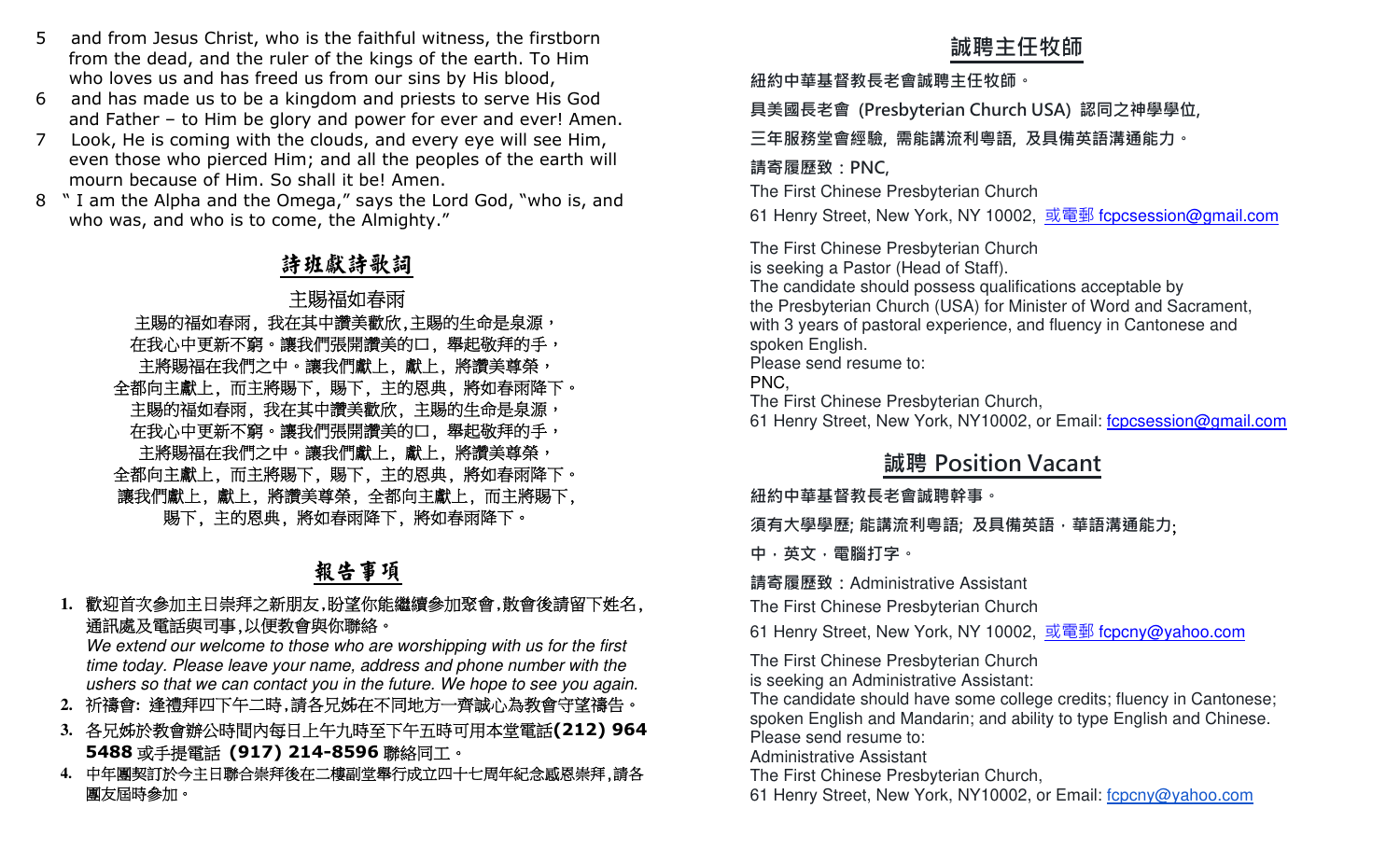5 and from Jesus Christ, who is the faithful witness, the firstborn from the dead, and the ruler of the kings of the earth. To Him who loves us and has freed us from our sins by His blood,

6 and has made us to be a kingdom and priests to serve His God and Father – to Him be glory and power for ever and ever! Amen.

7 Look, He is coming with the clouds, and every eye will see Him, even those who pierced Him; and all the peoples of the earth will mourn because of Him. So shall it be! Amen.

8 " I am the Alpha and the Omega," says the Lord God, "who is, and who was, and who is to come, the Almighty."

## 詩班獻詩歌詞

主賜福如春雨

主賜的福如春雨，我在其中讚美歡欣,主賜的生命是泉源，
在我心中更新不窮。讓我們張開讚美的口，舉起敬拜的手，
主將賜福在我們之中。讓我們獻上，獻上，將讚美尊榮，
全都向主獻上，而主將賜下，賜下，主的恩典，將如春雨降下。
主賜的福如春雨，我在其中讚美歡欣，主賜的生命是泉源，
在我心中更新不窮。讓我們張開讚美的口，舉起敬拜的手，
主將賜福在我們之中。讓我們獻上，獻上，將讚美尊榮，
全都向主獻上，而主將賜下，賜下，主的恩典，將如春雨降下。
讓我們獻上，獻上，將讚美尊榮，全都向主獻上，而主將賜下，
賜下，主的恩典，將如春雨降下，將如春雨降下。

## 報告事項

1. 歡迎首次參加主日崇拜之新朋友,盼望你能繼續參加聚會,散會後請留下姓名，通訊處及電話與司事,以便教會與你聯絡。
*We extend our welcome to those who are worshipping with us for the first time today. Please leave your name, address and phone number with the ushers so that we can contact you in the future. We hope to see you again.*
2. 祈禱會: 逢禮拜四下午二時,請各兄姊在不同地方一齊誠心為教會守望禱告。
3. 各兄姊於教會辦公時間內每日上午九時至下午五時可用本堂電話**(212) 964 5488** 或手提電話 **(917) 214-8596** 聯絡同工。
4. 中年團契訂於今主日聯合崇拜後在二樓副堂舉行成立四十七周年紀念感恩崇拜,請各團友屆時參加。

## 誠聘主任牧師

**紐約中華基督教長老會誠聘主任牧師。**

**具美國長老會 (Presbyterian Church USA) 認同之神學學位,**

**三年服務堂會經驗, 需能講流利粵語, 及具備英語溝通能力。**

**請寄履歷致：PNC,**

The First Chinese Presbyterian Church

61 Henry Street, New York, NY 10002, 或電郵 fcpcsession@gmail.com

The First Chinese Presbyterian Church
is seeking a Pastor (Head of Staff).
The candidate should possess qualifications acceptable by the Presbyterian Church (USA) for Minister of Word and Sacrament, with 3 years of pastoral experience, and fluency in Cantonese and spoken English.
Please send resume to:
PNC,
The First Chinese Presbyterian Church,
61 Henry Street, New York, NY10002, or Email: fcpcsession@gmail.com

## 誠聘 Position Vacant

**紐約中華基督教長老會誠聘幹事。**

**須有大學學歷; 能講流利粵語; 及具備英語．華語溝通能力;**

**中．英文．電腦打字。**

**請寄履歷致：**Administrative Assistant

The First Chinese Presbyterian Church

61 Henry Street, New York, NY 10002, 或電郵 fcpcny@yahoo.com

The First Chinese Presbyterian Church
is seeking an Administrative Assistant:
The candidate should have some college credits; fluency in Cantonese; spoken English and Mandarin; and ability to type English and Chinese.
Please send resume to:
Administrative Assistant
The First Chinese Presbyterian Church,
61 Henry Street, New York, NY10002, or Email: fcpcny@yahoo.com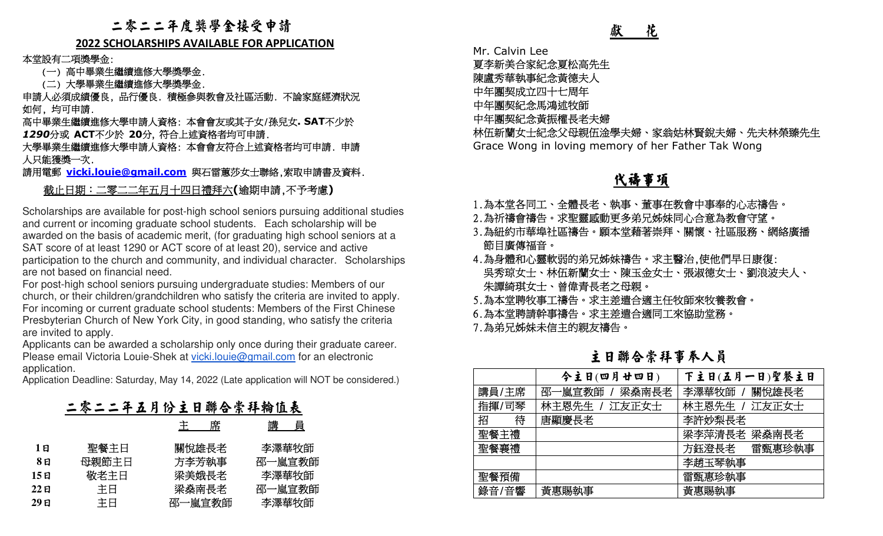# 二零二二年度獎學金接受申請

## 2022 SCHOLARSHIPS AVAILABLE FOR APPLICATION

本堂設有二項獎學金：

（一）高中畢業生繼續進修大學獎學金.

（二）大學畢業生繼續進修大學獎學金.

申請人必須成績優良，品行優良．積極參與教會及社區活動．不論家庭經濟狀況如何，均可申請.

高中畢業生繼續進修大學申請人資格：本會會友或其子女/孫兒女**. SAT**不少於 ***1290***分或 **ACT**不少於 **20**分，符合上述資格者均可申請.

大學畢業生繼續進修大學申請人資格：本會會友符合上述資格者均可申請．申請人只能獲獎一次.

請用電郵 **vicki.louie@gmail.com** 與石雷蕙莎女士聯絡,索取申請書及資料.

截止日期：二零二二年五月十四日禮拜六**(**逾期申請,不予考慮**)**

Scholarships are available for post-high school seniors pursuing additional studies and current or incoming graduate school students. Each scholarship will be awarded on the basis of academic merit, (for graduating high school seniors at a SAT score of at least 1290 or ACT score of at least 20), service and active participation to the church and community, and individual character. Scholarships are not based on financial need.

For post-high school seniors pursuing undergraduate studies: Members of our church, or their children/grandchildren who satisfy the criteria are invited to apply. For incoming or current graduate school students: Members of the First Chinese Presbyterian Church of New York City, in good standing, who satisfy the criteria are invited to apply.

Applicants can be awarded a scholarship only once during their graduate career. Please email Victoria Louie-Shek at vicki.louie@gmail.com for an electronic application.

Application Deadline: Saturday, May 14, 2022 (Late application will NOT be considered.)

## 二零二二年五月份主日聯合崇拜輪值表

| | | 主 席 | 講 員 |
|---|---|---|---|
| 1日 | 聖餐主日 | 關悅雄長老 | 李澤華牧師 |
| 8日 | 母親節主日 | 方李芳執事 | 邵一嵐宣教師 |
| 15日 | 敬老主日 | 梁美娥長老 | 李澤華牧師 |
| 22日 | 主日 | 梁燊南長老 | 邵一嵐宣教師 |
| 29日 | 主日 | 邵一嵐宣教師 | 李澤華牧師 |

## 獻 花

Mr. Calvin Lee

夏李新美合家紀念夏松高先生

陳盧秀華執事紀念黃德夫人

中年團契成立四十七周年

中年團契紀念馬鴻述牧師

中年團契紀念黃振權長老夫婦

林伍新蘭女士紀念父母親伍淦學夫婦、家翁姑林賢銳夫婦、先夫林榮臻先生

Grace Wong in loving memory of her Father Tak Wong

## 代禱事項

1. 為本堂各同工、全體長老、執事、董事在教會中事奉的心志禱告。
2. 為祈禱會禱告。求聖靈感動更多弟兄姊妹同心合意為教會守望。
3. 為紐約市華埠社區禱告。願本堂藉著崇拜、關懷、社區服務、網絡廣播節目廣傳福音。
4. 為身體和心靈軟弱的弟兄姊妹禱告。求主醫治,使他們早日康復：吳秀琼女士、林伍新蘭女士、陳玉金女士、張淑德女士、劉浪波夫人、朱譚綺琪女士、曾偉青長老之母親。
5. 為本堂聘牧事工禱告。求主差遣合適主任牧師來牧養教會。
6. 為本堂聘請幹事禱告。求主差遣合適同工來協助堂務。
7. 為弟兄姊妹未信主的親友禱告。

## 主日聯合崇拜事奉人員

| | 今主日(四月廿四日) | 下主日(五月一日)聖餐主日 |
|---|---|---|
| 講員/主席 | 邵一嵐宣教師 / 梁燊南長老 | 李澤華牧師 / 關悅雄長老 |
| 指揮/司琴 | 林主恩先生 / 江友正女士 | 林主恩先生 / 江友正女士 |
| 招 待 | 唐顯慶長老 | 李許妙梨長老 |
| 聖餐主禮 | | 梁李萍清長老 梁燊南長老 |
| 聖餐襄禮 | | 方鈺澄長老 雷甄惠珍執事 |
| | | 李趙玉琴執事 |
| 聖餐預備 | | 雷甄惠珍執事 |
| 錄音/音響 | 黃惠賜執事 | 黃惠賜執事 |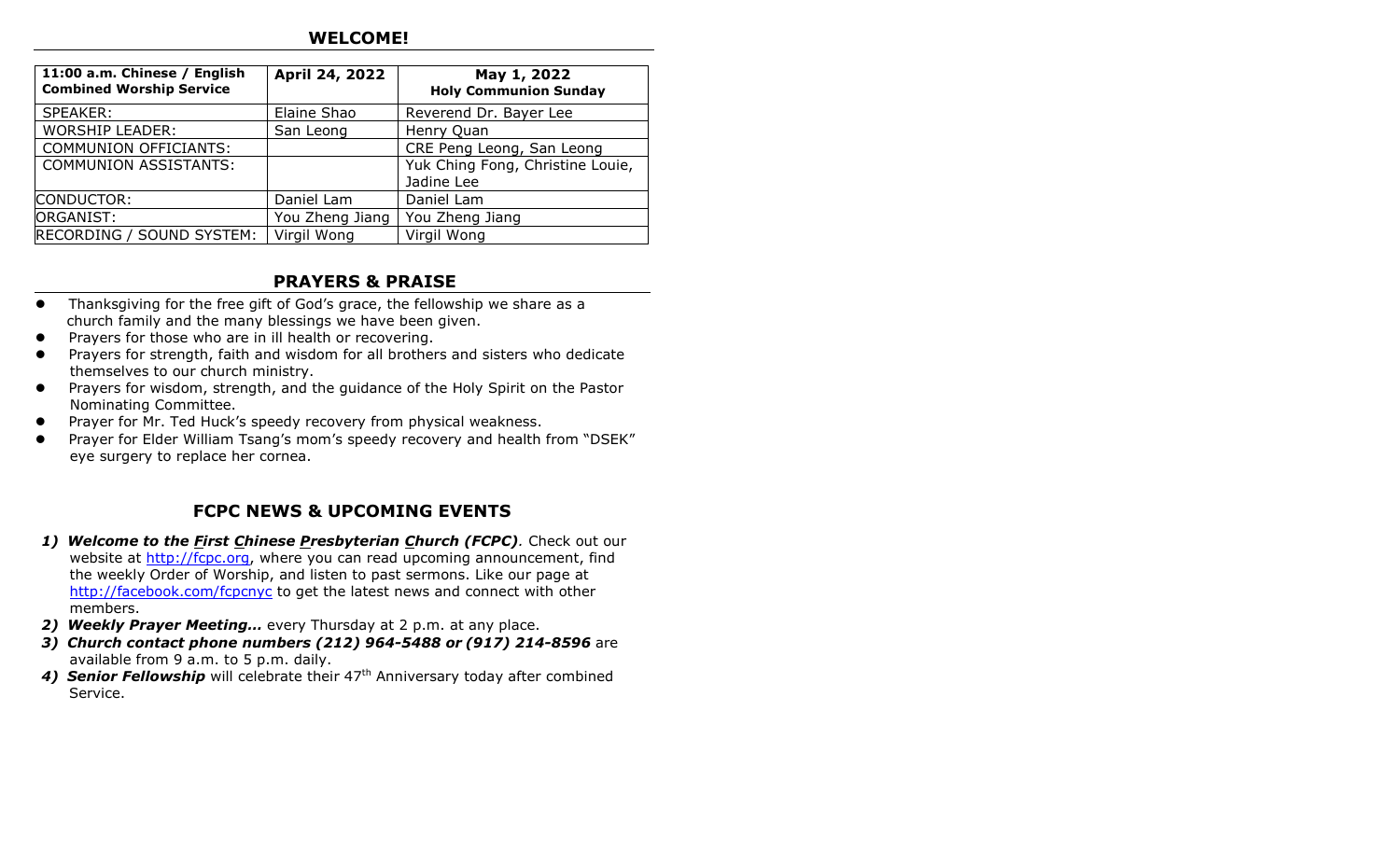## WELCOME!

| 11:00 a.m. Chinese / English Combined Worship Service | April 24, 2022 | May 1, 2022 Holy Communion Sunday |
|---|---|---|
| SPEAKER: | Elaine Shao | Reverend Dr. Bayer Lee |
| WORSHIP LEADER: | San Leong | Henry Quan |
| COMMUNION OFFICIANTS: | | CRE Peng Leong, San Leong |
| COMMUNION ASSISTANTS: | | Yuk Ching Fong, Christine Louie, Jadine Lee |
| CONDUCTOR: | Daniel Lam | Daniel Lam |
| ORGANIST: | You Zheng Jiang | You Zheng Jiang |
| RECORDING / SOUND SYSTEM: | Virgil Wong | Virgil Wong |

## PRAYERS & PRAISE

- Thanksgiving for the free gift of God's grace, the fellowship we share as a church family and the many blessings we have been given.
- Prayers for those who are in ill health or recovering.
- Prayers for strength, faith and wisdom for all brothers and sisters who dedicate themselves to our church ministry.
- Prayers for wisdom, strength, and the guidance of the Holy Spirit on the Pastor Nominating Committee.
- Prayer for Mr. Ted Huck's speedy recovery from physical weakness.
- Prayer for Elder William Tsang's mom's speedy recovery and health from "DSEK" eye surgery to replace her cornea.

## FCPC NEWS & UPCOMING EVENTS

1) ***Welcome to the First Chinese Presbyterian Church (FCPC)***. Check out our website at http://fcpc.org, where you can read upcoming announcement, find the weekly Order of Worship, and listen to past sermons. Like our page at http://facebook.com/fcpcnyc to get the latest news and connect with other members.
2) ***Weekly Prayer Meeting…*** every Thursday at 2 p.m. at any place.
3) ***Church contact phone numbers (212) 964-5488 or (917) 214-8596*** are available from 9 a.m. to 5 p.m. daily.
4) ***Senior Fellowship*** will celebrate their 47th Anniversary today after combined Service.